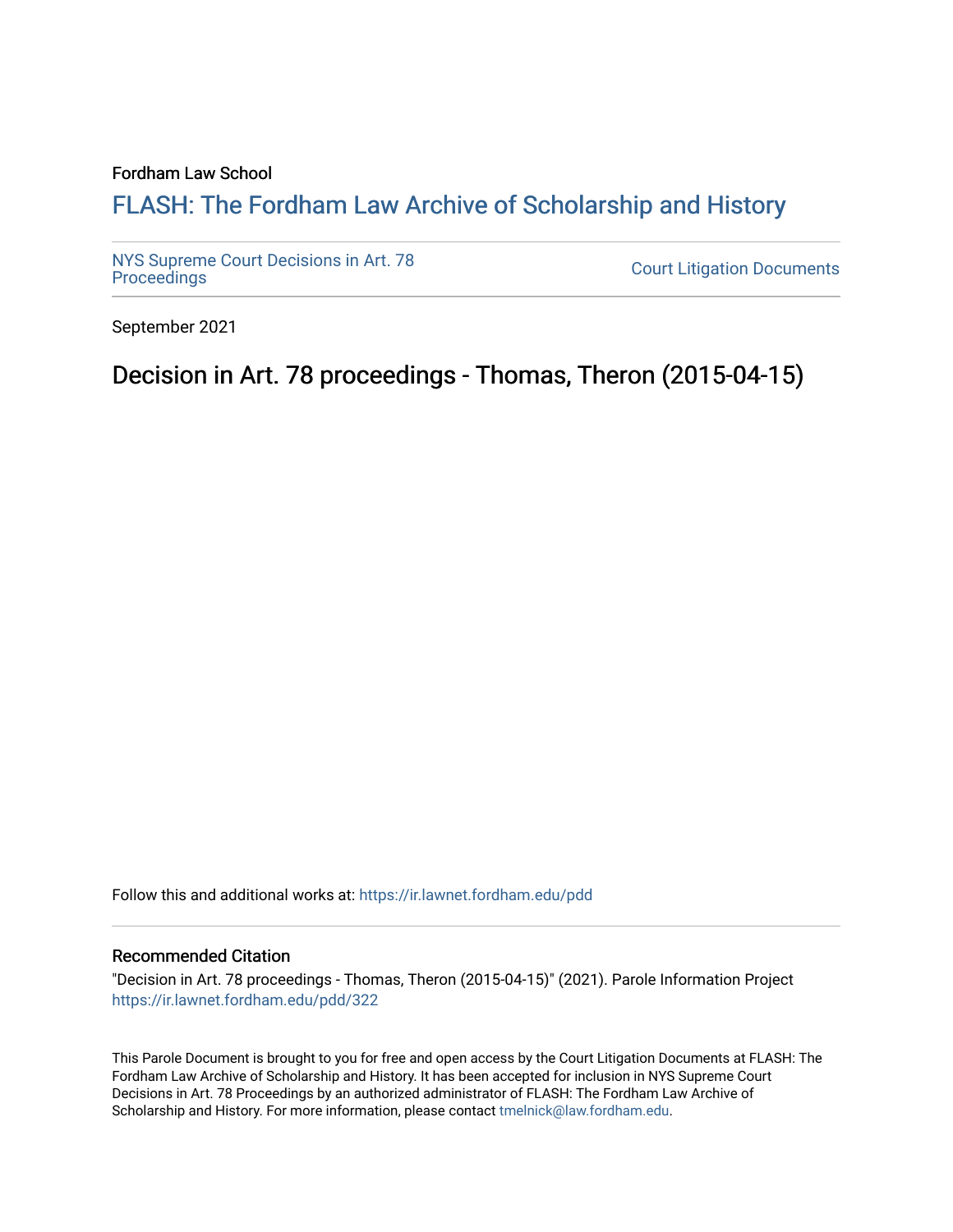Fordham Law School

# FLASH: The Fordham Law Archive of Scholarship and History

NYS Supreme Court Decisions in Art. 78 Proceedings

Court Litigation Documents

September 2021

## Decision in Art. 78 proceedings - Thomas, Theron (2015-04-15)

Follow this and additional works at: https://ir.lawnet.fordham.edu/pdd

### Recommended Citation

"Decision in Art. 78 proceedings - Thomas, Theron (2015-04-15)" (2021). Parole Information Project https://ir.lawnet.fordham.edu/pdd/322

This Parole Document is brought to you for free and open access by the Court Litigation Documents at FLASH: The Fordham Law Archive of Scholarship and History. It has been accepted for inclusion in NYS Supreme Court Decisions in Art. 78 Proceedings by an authorized administrator of FLASH: The Fordham Law Archive of Scholarship and History. For more information, please contact tmelnick@law.fordham.edu.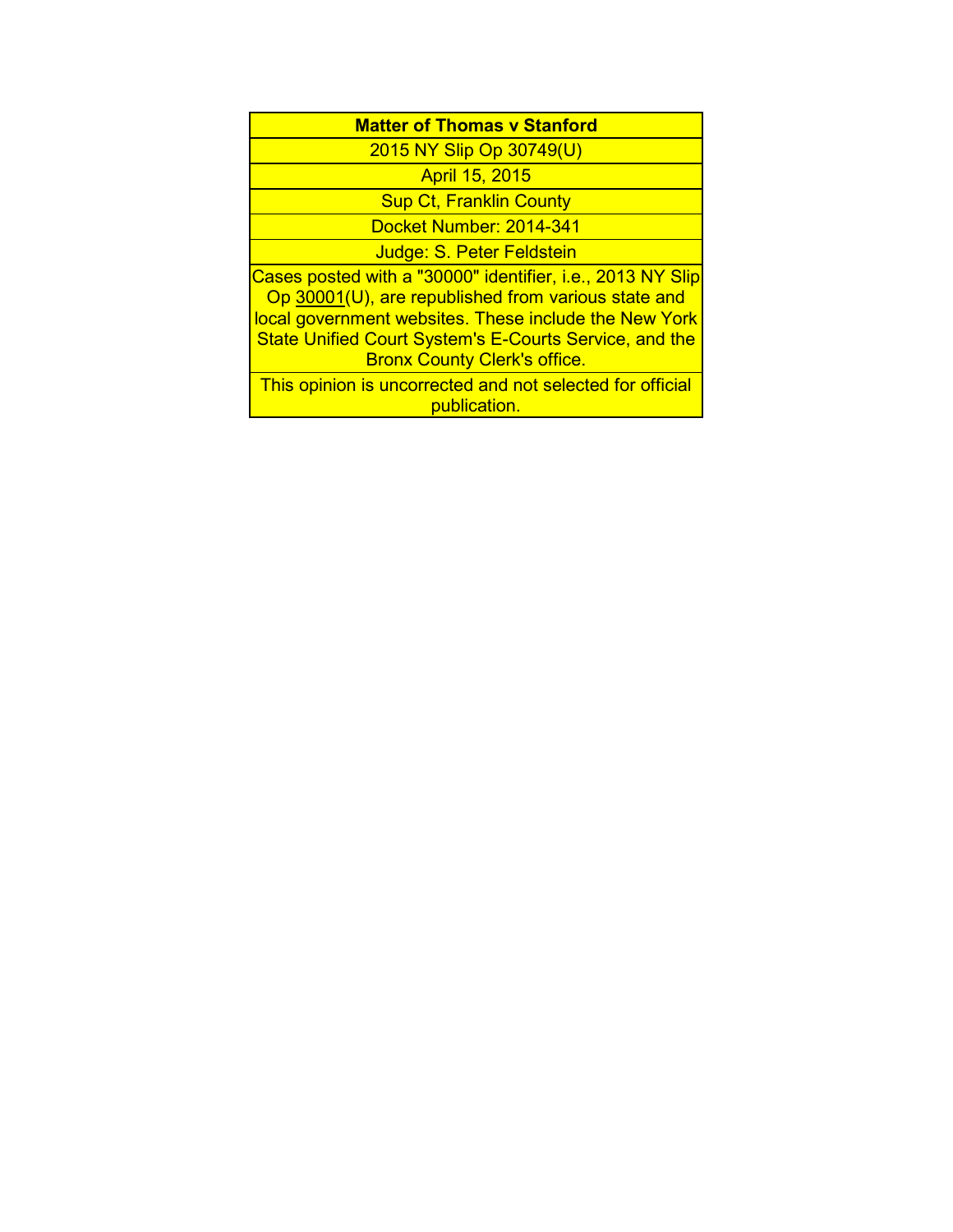**Matter of Thomas v Stanford**

2015 NY Slip Op 30749(U)

April 15, 2015

Sup Ct, Franklin County

Docket Number: 2014-341

Judge: S. Peter Feldstein

Cases posted with a "30000" identifier, i.e., 2013 NY Slip Op 30001(U), are republished from various state and local government websites. These include the New York State Unified Court System's E-Courts Service, and the Bronx County Clerk's office.

This opinion is uncorrected and not selected for official publication.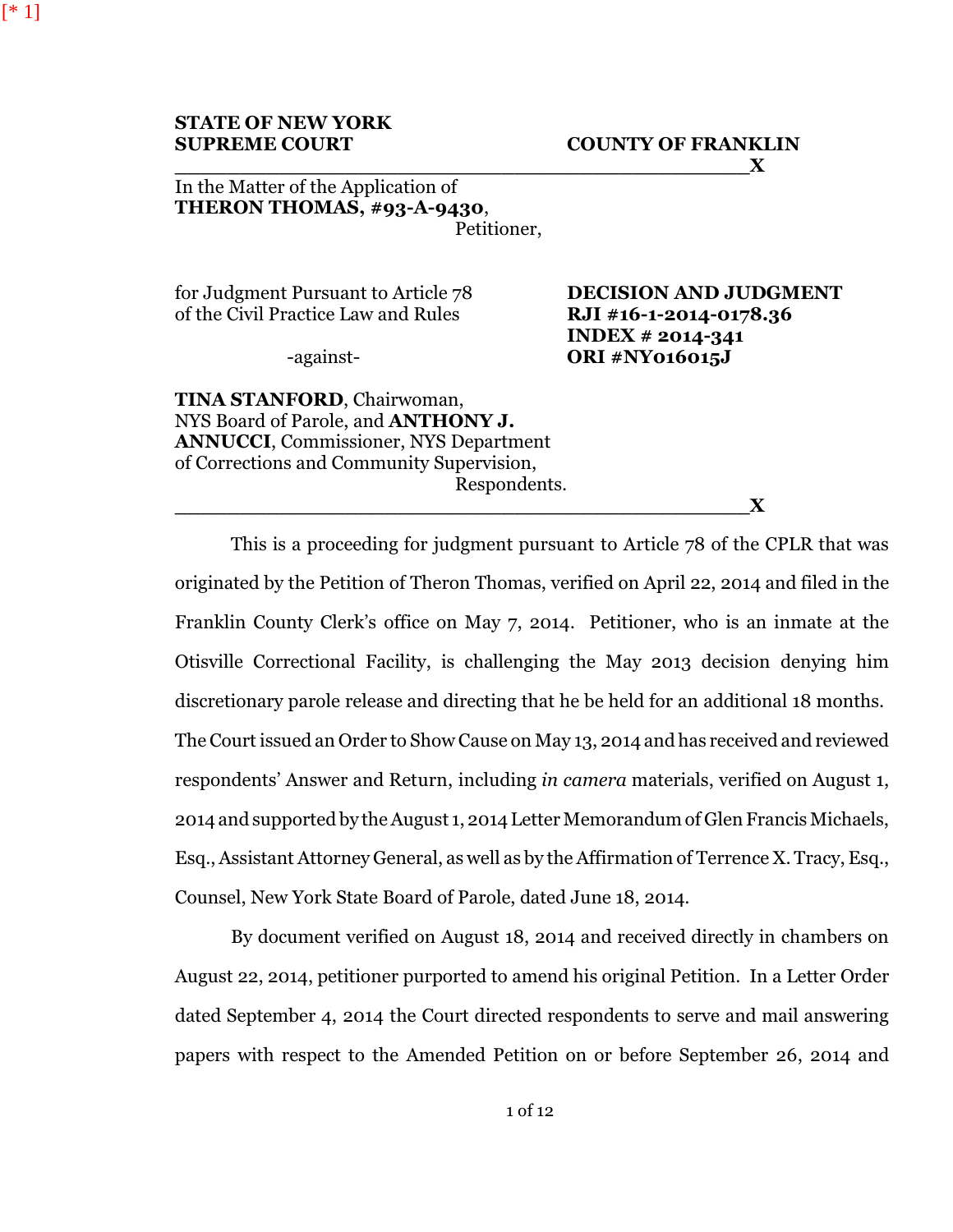[* 1]

**STATE OF NEW YORK**
**SUPREME COURT** **COUNTY OF FRANKLIN**

In the Matter of the Application of
**THERON THOMAS, #93-A-9430**,
Petitioner,

for Judgment Pursuant to Article 78
of the Civil Practice Law and Rules

-against-

**DECISION AND JUDGMENT**
**RJI #16-1-2014-0178.36**
**INDEX # 2014-341**
**ORI #NY016015J**

**TINA STANFORD**, Chairwoman,
NYS Board of Parole, and **ANTHONY J. ANNUCCI**, Commissioner, NYS Department of Corrections and Community Supervision,
Respondents.

This is a proceeding for judgment pursuant to Article 78 of the CPLR that was originated by the Petition of Theron Thomas, verified on April 22, 2014 and filed in the Franklin County Clerk's office on May 7, 2014. Petitioner, who is an inmate at the Otisville Correctional Facility, is challenging the May 2013 decision denying him discretionary parole release and directing that he be held for an additional 18 months. The Court issued an Order to Show Cause on May 13, 2014 and has received and reviewed respondents' Answer and Return, including *in camera* materials, verified on August 1, 2014 and supported by the August 1, 2014 Letter Memorandum of Glen Francis Michaels, Esq., Assistant Attorney General, as well as by the Affirmation of Terrence X. Tracy, Esq., Counsel, New York State Board of Parole, dated June 18, 2014.

By document verified on August 18, 2014 and received directly in chambers on August 22, 2014, petitioner purported to amend his original Petition. In a Letter Order dated September 4, 2014 the Court directed respondents to serve and mail answering papers with respect to the Amended Petition on or before September 26, 2014 and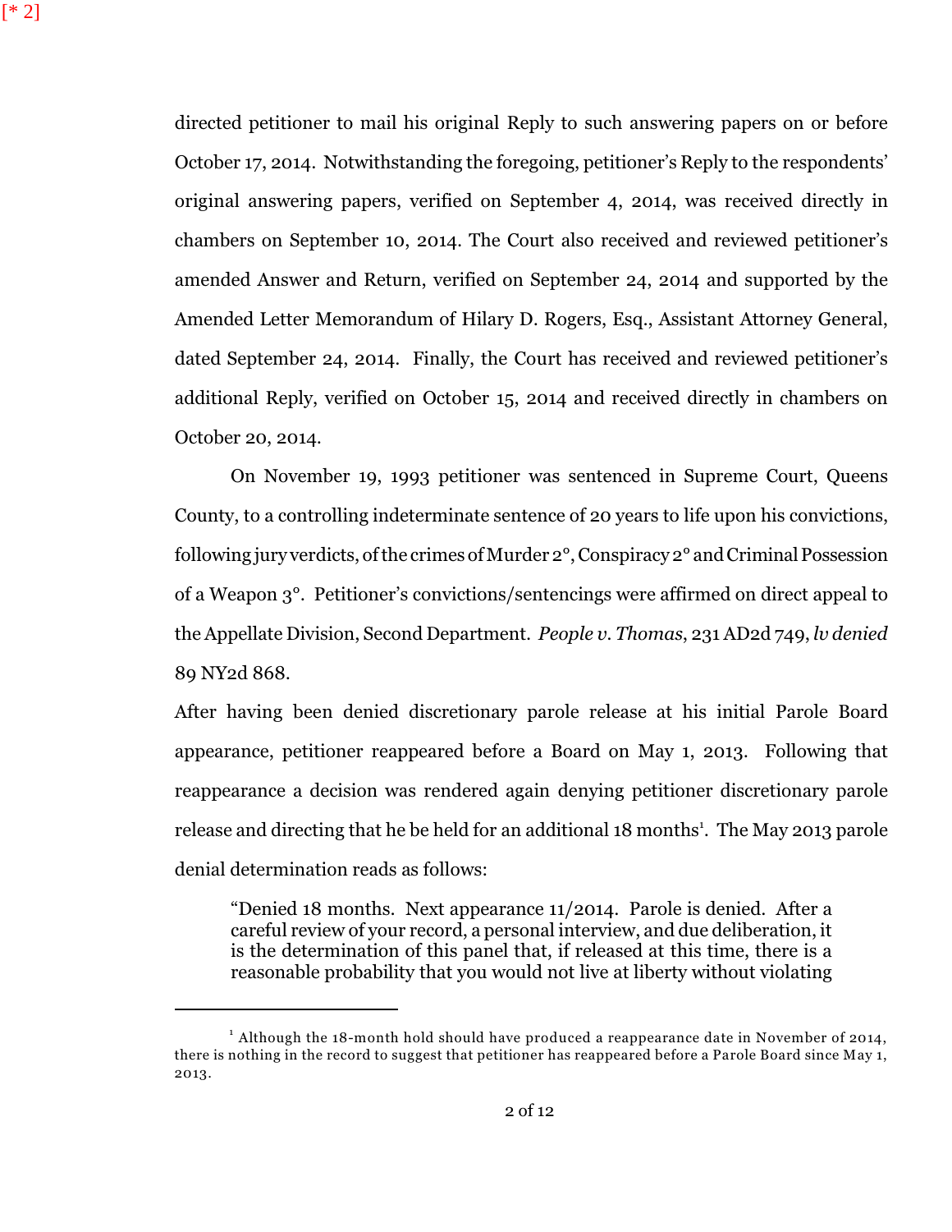[* 2]

directed petitioner to mail his original Reply to such answering papers on or before October 17, 2014. Notwithstanding the foregoing, petitioner's Reply to the respondents' original answering papers, verified on September 4, 2014, was received directly in chambers on September 10, 2014. The Court also received and reviewed petitioner's amended Answer and Return, verified on September 24, 2014 and supported by the Amended Letter Memorandum of Hilary D. Rogers, Esq., Assistant Attorney General, dated September 24, 2014. Finally, the Court has received and reviewed petitioner's additional Reply, verified on October 15, 2014 and received directly in chambers on October 20, 2014.

On November 19, 1993 petitioner was sentenced in Supreme Court, Queens County, to a controlling indeterminate sentence of 20 years to life upon his convictions, following jury verdicts, of the crimes of Murder 2°, Conspiracy 2° and Criminal Possession of a Weapon 3°. Petitioner's convictions/sentencings were affirmed on direct appeal to the Appellate Division, Second Department. *People v. Thomas*, 231 AD2d 749, *lv denied* 89 NY2d 868.

After having been denied discretionary parole release at his initial Parole Board appearance, petitioner reappeared before a Board on May 1, 2013. Following that reappearance a decision was rendered again denying petitioner discretionary parole release and directing that he be held for an additional 18 months[1]. The May 2013 parole denial determination reads as follows:

> "Denied 18 months. Next appearance 11/2014. Parole is denied. After a careful review of your record, a personal interview, and due deliberation, it is the determination of this panel that, if released at this time, there is a reasonable probability that you would not live at liberty without violating

[1] Although the 18-month hold should have produced a reappearance date in November of 2014, there is nothing in the record to suggest that petitioner has reappeared before a Parole Board since May 1, 2013.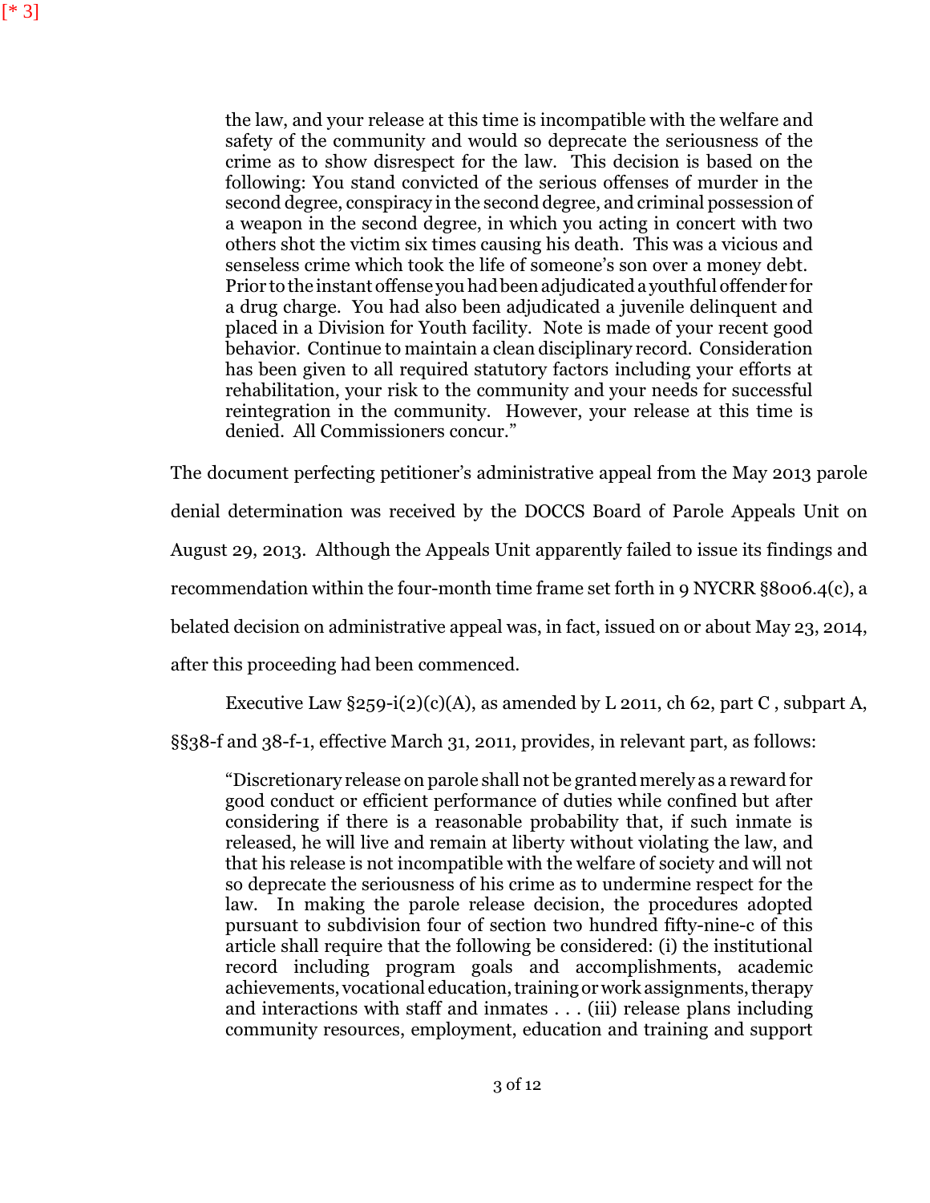[* 3]

> the law, and your release at this time is incompatible with the welfare and safety of the community and would so deprecate the seriousness of the crime as to show disrespect for the law. This decision is based on the following: You stand convicted of the serious offenses of murder in the second degree, conspiracy in the second degree, and criminal possession of a weapon in the second degree, in which you acting in concert with two others shot the victim six times causing his death. This was a vicious and senseless crime which took the life of someone's son over a money debt. Prior to the instant offense you had been adjudicated a youthful offender for a drug charge. You had also been adjudicated a juvenile delinquent and placed in a Division for Youth facility. Note is made of your recent good behavior. Continue to maintain a clean disciplinary record. Consideration has been given to all required statutory factors including your efforts at rehabilitation, your risk to the community and your needs for successful reintegration in the community. However, your release at this time is denied. All Commissioners concur."

The document perfecting petitioner's administrative appeal from the May 2013 parole denial determination was received by the DOCCS Board of Parole Appeals Unit on August 29, 2013. Although the Appeals Unit apparently failed to issue its findings and recommendation within the four-month time frame set forth in 9 NYCRR §8006.4(c), a belated decision on administrative appeal was, in fact, issued on or about May 23, 2014, after this proceeding had been commenced.

Executive Law §259-i(2)(c)(A), as amended by L 2011, ch 62, part C , subpart A, §§38-f and 38-f-1, effective March 31, 2011, provides, in relevant part, as follows:

> "Discretionary release on parole shall not be granted merely as a reward for good conduct or efficient performance of duties while confined but after considering if there is a reasonable probability that, if such inmate is released, he will live and remain at liberty without violating the law, and that his release is not incompatible with the welfare of society and will not so deprecate the seriousness of his crime as to undermine respect for the law. In making the parole release decision, the procedures adopted pursuant to subdivision four of section two hundred fifty-nine-c of this article shall require that the following be considered: (i) the institutional record including program goals and accomplishments, academic achievements, vocational education, training or work assignments, therapy and interactions with staff and inmates . . . (iii) release plans including community resources, employment, education and training and support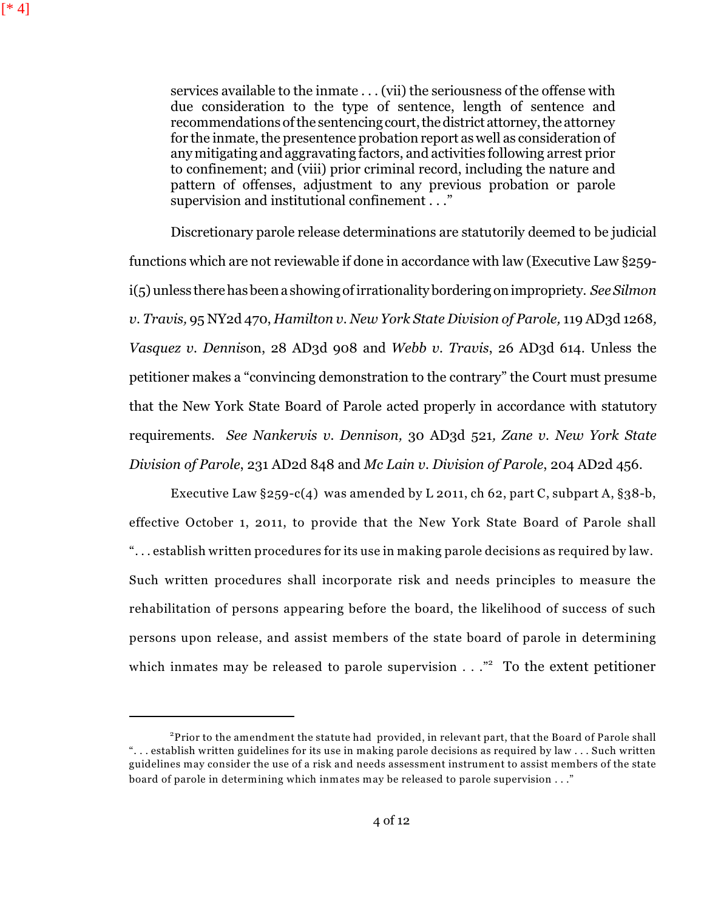services available to the inmate . . . (vii) the seriousness of the offense with due consideration to the type of sentence, length of sentence and recommendations of the sentencing court, the district attorney, the attorney for the inmate, the presentence probation report as well as consideration of any mitigating and aggravating factors, and activities following arrest prior to confinement; and (viii) prior criminal record, including the nature and pattern of offenses, adjustment to any previous probation or parole supervision and institutional confinement . . ."

Discretionary parole release determinations are statutorily deemed to be judicial functions which are not reviewable if done in accordance with law (Executive Law §259-i(5) unless there has been a showing of irrationality bordering on impropriety. *See Silmon v. Travis,* 95 NY2d 470, *Hamilton v. New York State Division of Parole,* 119 AD3d 1268, *Vasquez v. Dennison*, 28 AD3d 908 and *Webb v. Travis*, 26 AD3d 614. Unless the petitioner makes a "convincing demonstration to the contrary" the Court must presume that the New York State Board of Parole acted properly in accordance with statutory requirements. *See Nankervis v. Dennison,* 30 AD3d 521, *Zane v. New York State Division of Parole*, 231 AD2d 848 and *Mc Lain v. Division of Parole*, 204 AD2d 456.

Executive Law §259-c(4) was amended by L 2011, ch 62, part C, subpart A, §38-b, effective October 1, 2011, to provide that the New York State Board of Parole shall ". . . establish written procedures for its use in making parole decisions as required by law. Such written procedures shall incorporate risk and needs principles to measure the rehabilitation of persons appearing before the board, the likelihood of success of such persons upon release, and assist members of the state board of parole in determining which inmates may be released to parole supervision . . ."[2] To the extent petitioner

---

[2] Prior to the amendment the statute had provided, in relevant part, that the Board of Parole shall ". . . establish written guidelines for its use in making parole decisions as required by law . . . Such written guidelines may consider the use of a risk and needs assessment instrument to assist members of the state board of parole in determining which inmates may be released to parole supervision . . ."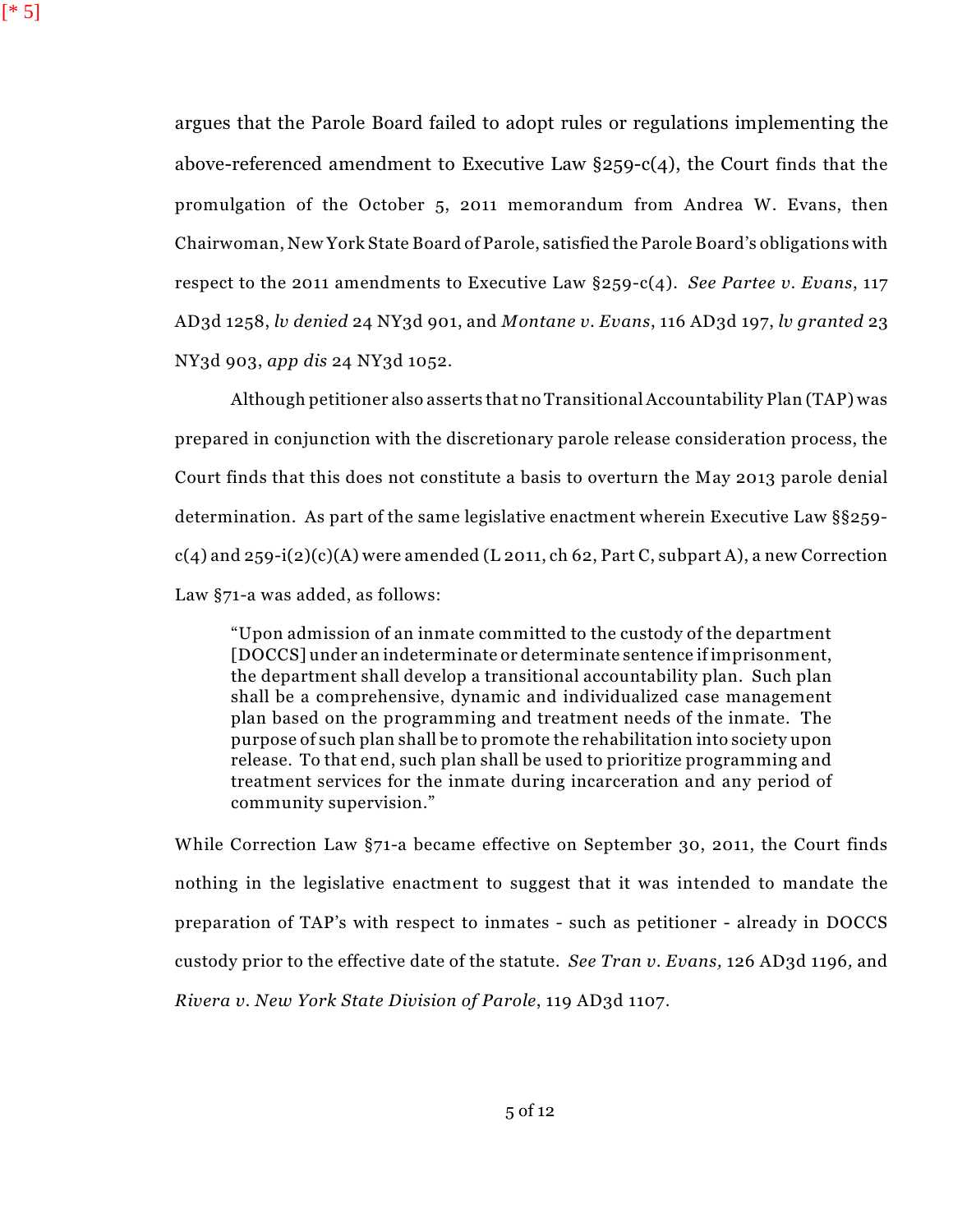argues that the Parole Board failed to adopt rules or regulations implementing the above-referenced amendment to Executive Law §259-c(4), the Court finds that the promulgation of the October 5, 2011 memorandum from Andrea W. Evans, then Chairwoman, New York State Board of Parole, satisfied the Parole Board's obligations with respect to the 2011 amendments to Executive Law §259-c(4). *See Partee v. Evans*, 117 AD3d 1258, *lv denied* 24 NY3d 901, and *Montane v. Evans*, 116 AD3d 197, *lv granted* 23 NY3d 903, *app dis* 24 NY3d 1052.

Although petitioner also asserts that no Transitional Accountability Plan (TAP) was prepared in conjunction with the discretionary parole release consideration process, the Court finds that this does not constitute a basis to overturn the May 2013 parole denial determination. As part of the same legislative enactment wherein Executive Law §§259-c(4) and 259-i(2)(c)(A) were amended (L 2011, ch 62, Part C, subpart A), a new Correction Law §71-a was added, as follows:

> "Upon admission of an inmate committed to the custody of the department [DOCCS] under an indeterminate or determinate sentence if imprisonment, the department shall develop a transitional accountability plan. Such plan shall be a comprehensive, dynamic and individualized case management plan based on the programming and treatment needs of the inmate. The purpose of such plan shall be to promote the rehabilitation into society upon release. To that end, such plan shall be used to prioritize programming and treatment services for the inmate during incarceration and any period of community supervision."

While Correction Law §71-a became effective on September 30, 2011, the Court finds nothing in the legislative enactment to suggest that it was intended to mandate the preparation of TAP's with respect to inmates - such as petitioner - already in DOCCS custody prior to the effective date of the statute. *See Tran v. Evans,* 126 AD3d 1196, and *Rivera v. New York State Division of Parole*, 119 AD3d 1107.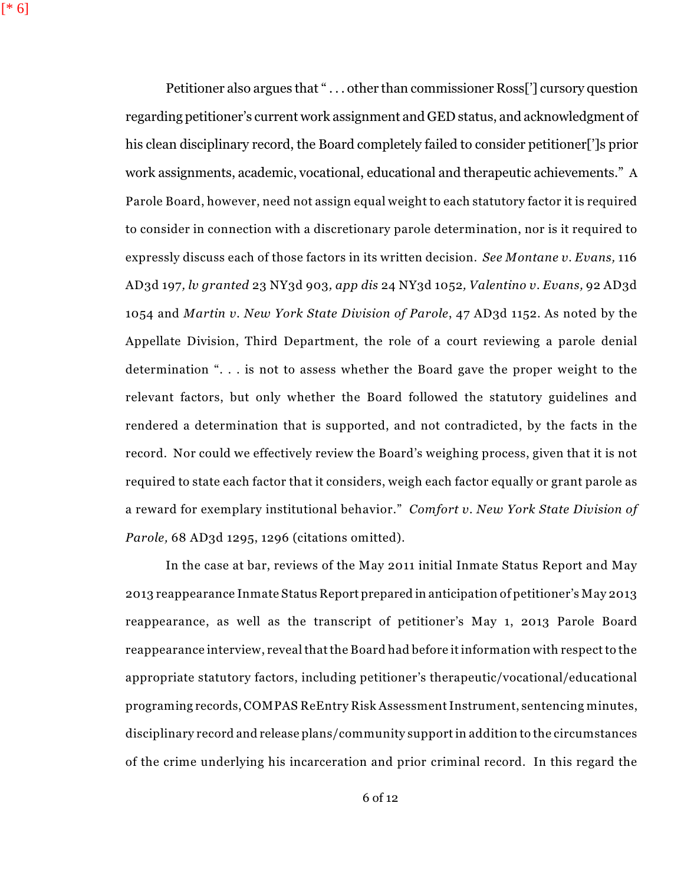Petitioner also argues that " . . . other than commissioner Ross['] cursory question regarding petitioner's current work assignment and GED status, and acknowledgment of his clean disciplinary record, the Board completely failed to consider petitioner[']s prior work assignments, academic, vocational, educational and therapeutic achievements." A Parole Board, however, need not assign equal weight to each statutory factor it is required to consider in connection with a discretionary parole determination, nor is it required to expressly discuss each of those factors in its written decision. *See Montane v. Evans,* 116 AD3d 197*, lv granted* 23 NY3d 903*, app dis* 24 NY3d 1052*, Valentino v. Evans,* 92 AD3d 1054 and *Martin v. New York State Division of Parole*, 47 AD3d 1152. As noted by the Appellate Division, Third Department, the role of a court reviewing a parole denial determination ". . . is not to assess whether the Board gave the proper weight to the relevant factors, but only whether the Board followed the statutory guidelines and rendered a determination that is supported, and not contradicted, by the facts in the record. Nor could we effectively review the Board's weighing process, given that it is not required to state each factor that it considers, weigh each factor equally or grant parole as a reward for exemplary institutional behavior." *Comfort v. New York State Division of Parole,* 68 AD3d 1295, 1296 (citations omitted).

In the case at bar, reviews of the May 2011 initial Inmate Status Report and May 2013 reappearance Inmate Status Report prepared in anticipation of petitioner's May 2013 reappearance, as well as the transcript of petitioner's May 1, 2013 Parole Board reappearance interview, reveal that the Board had before it information with respect to the appropriate statutory factors, including petitioner's therapeutic/vocational/educational programing records, COMPAS ReEntry Risk Assessment Instrument, sentencing minutes, disciplinary record and release plans/community support in addition to the circumstances of the crime underlying his incarceration and prior criminal record. In this regard the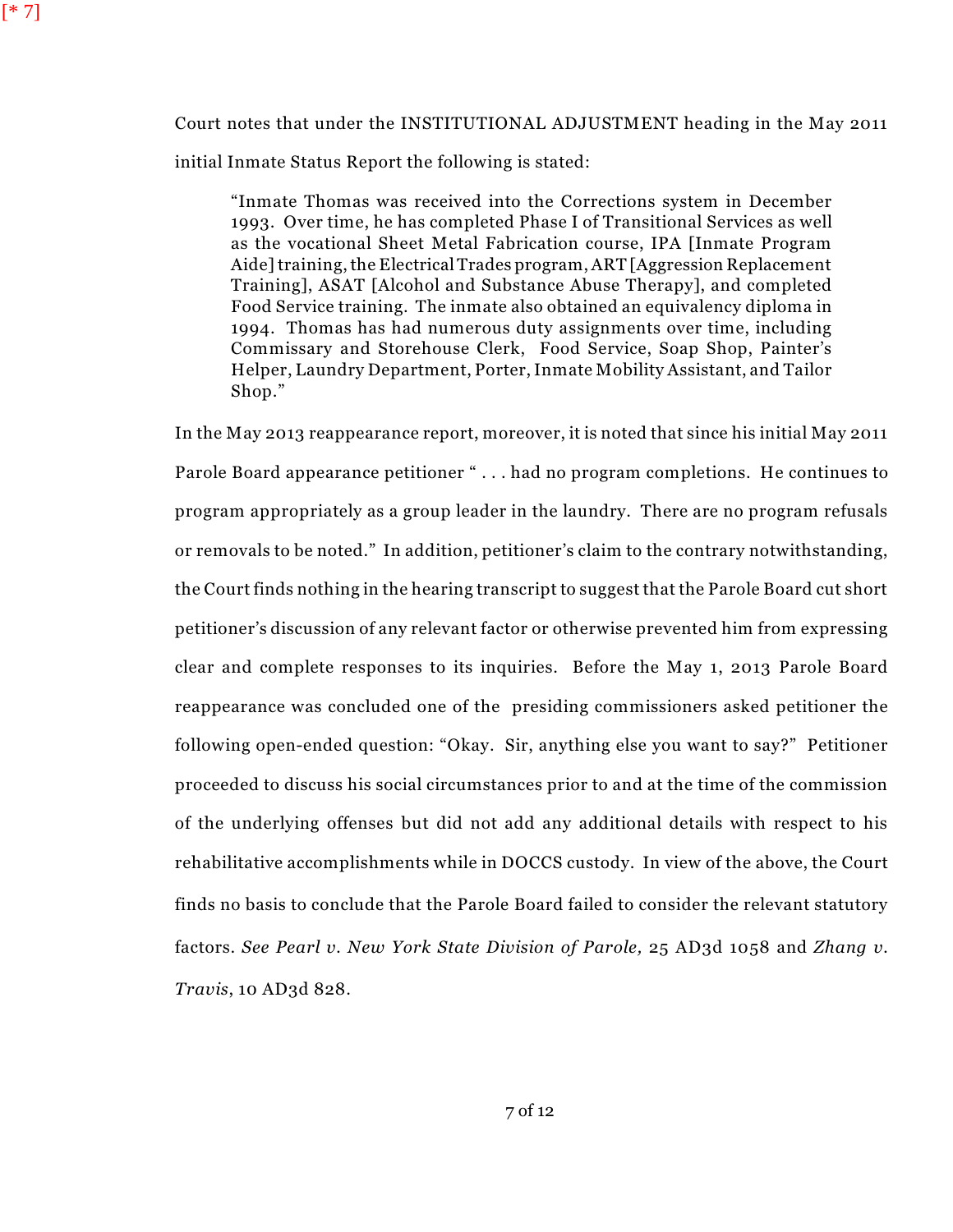Court notes that under the INSTITUTIONAL ADJUSTMENT heading in the May 2011 initial Inmate Status Report the following is stated:

> "Inmate Thomas was received into the Corrections system in December 1993. Over time, he has completed Phase I of Transitional Services as well as the vocational Sheet Metal Fabrication course, IPA [Inmate Program Aide] training, the Electrical Trades program, ART [Aggression Replacement Training], ASAT [Alcohol and Substance Abuse Therapy], and completed Food Service training. The inmate also obtained an equivalency diploma in 1994. Thomas has had numerous duty assignments over time, including Commissary and Storehouse Clerk, Food Service, Soap Shop, Painter's Helper, Laundry Department, Porter, Inmate Mobility Assistant, and Tailor Shop."

In the May 2013 reappearance report, moreover, it is noted that since his initial May 2011 Parole Board appearance petitioner " . . . had no program completions. He continues to program appropriately as a group leader in the laundry. There are no program refusals or removals to be noted." In addition, petitioner's claim to the contrary notwithstanding, the Court finds nothing in the hearing transcript to suggest that the Parole Board cut short petitioner's discussion of any relevant factor or otherwise prevented him from expressing clear and complete responses to its inquiries. Before the May 1, 2013 Parole Board reappearance was concluded one of the presiding commissioners asked petitioner the following open-ended question: "Okay. Sir, anything else you want to say?" Petitioner proceeded to discuss his social circumstances prior to and at the time of the commission of the underlying offenses but did not add any additional details with respect to his rehabilitative accomplishments while in DOCCS custody. In view of the above, the Court finds no basis to conclude that the Parole Board failed to consider the relevant statutory factors. *See Pearl v. New York State Division of Parole,* 25 AD3d 1058 and *Zhang v. Travis*, 10 AD3d 828.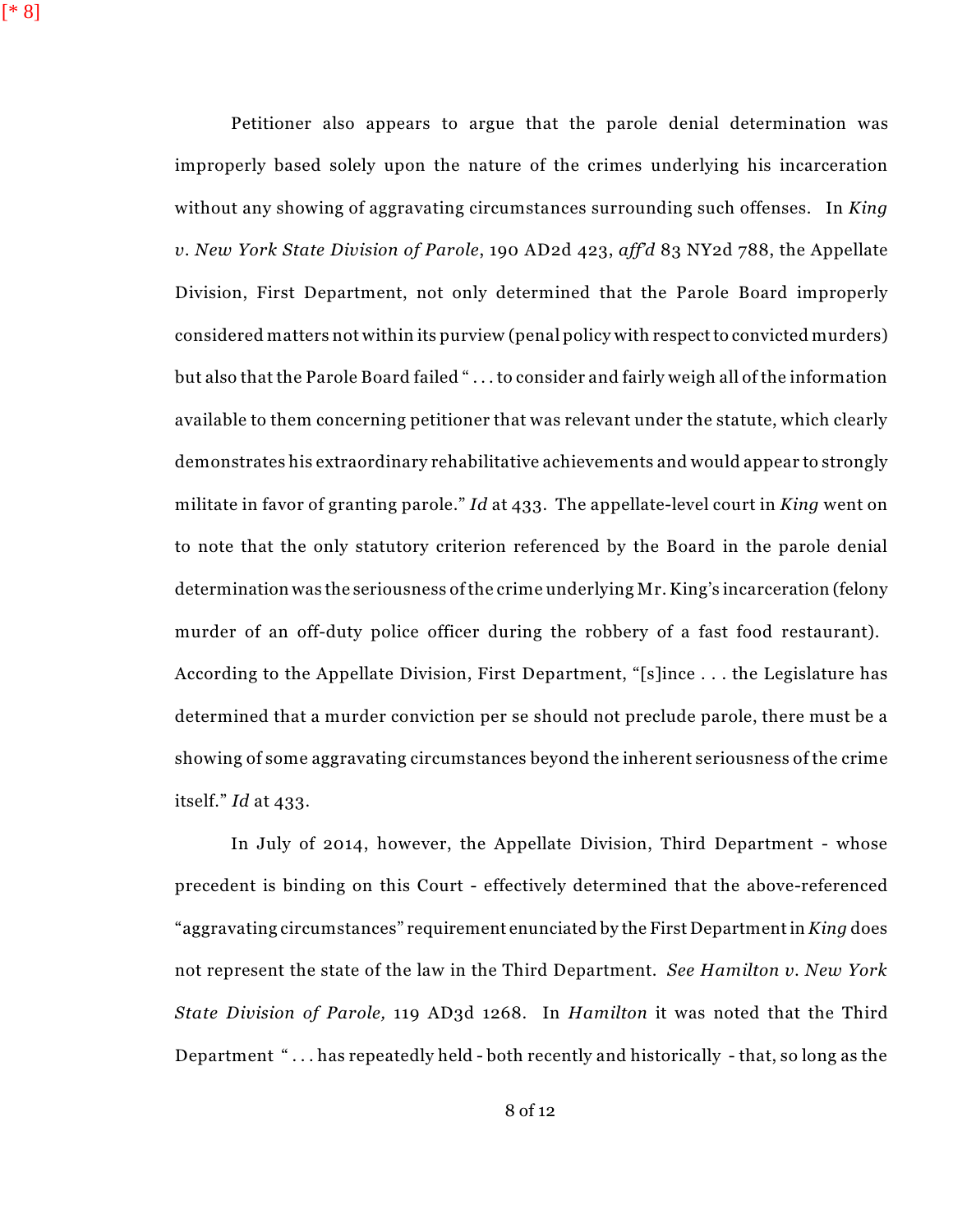Petitioner also appears to argue that the parole denial determination was improperly based solely upon the nature of the crimes underlying his incarceration without any showing of aggravating circumstances surrounding such offenses. In *King v. New York State Division of Parole*, 190 AD2d 423, *aff'd* 83 NY2d 788, the Appellate Division, First Department, not only determined that the Parole Board improperly considered matters not within its purview (penal policy with respect to convicted murders) but also that the Parole Board failed " . . . to consider and fairly weigh all of the information available to them concerning petitioner that was relevant under the statute, which clearly demonstrates his extraordinary rehabilitative achievements and would appear to strongly militate in favor of granting parole." *Id* at 433. The appellate-level court in *King* went on to note that the only statutory criterion referenced by the Board in the parole denial determination was the seriousness of the crime underlying Mr. King's incarceration (felony murder of an off-duty police officer during the robbery of a fast food restaurant). According to the Appellate Division, First Department, "[s]ince . . . the Legislature has determined that a murder conviction per se should not preclude parole, there must be a showing of some aggravating circumstances beyond the inherent seriousness of the crime itself." *Id* at 433.

In July of 2014, however, the Appellate Division, Third Department - whose precedent is binding on this Court - effectively determined that the above-referenced "aggravating circumstances" requirement enunciated by the First Department in *King* does not represent the state of the law in the Third Department. *See Hamilton v. New York State Division of Parole,* 119 AD3d 1268. In *Hamilton* it was noted that the Third Department " . . . has repeatedly held - both recently and historically - that, so long as the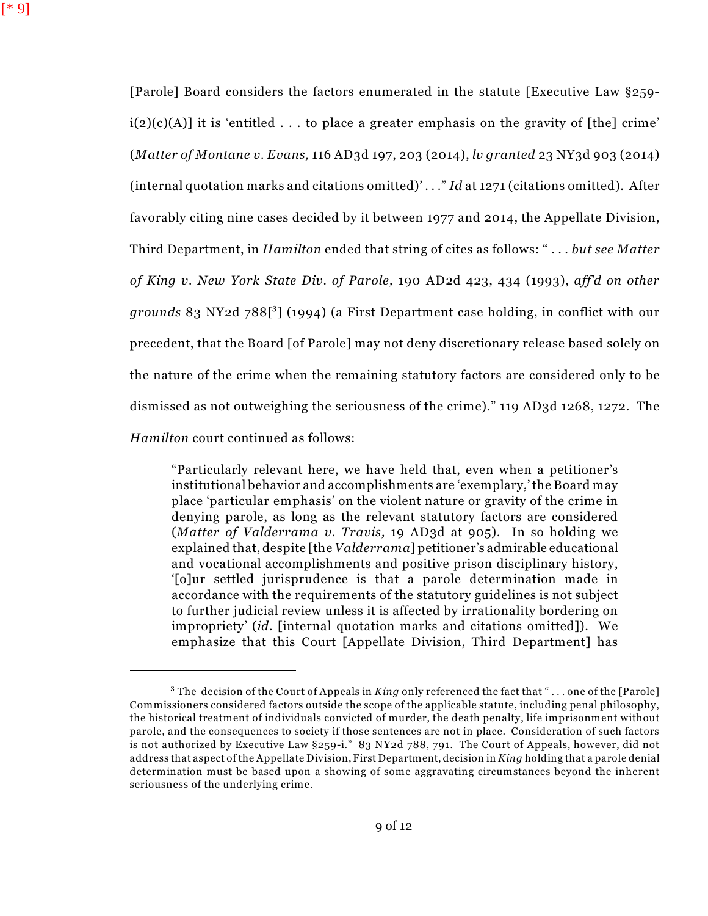[* 9]

[Parole] Board considers the factors enumerated in the statute [Executive Law §259-i(2)(c)(A)] it is 'entitled . . . to place a greater emphasis on the gravity of [the] crime' (*Matter of Montane v. Evans,* 116 AD3d 197, 203 (2014), *lv granted* 23 NY3d 903 (2014) (internal quotation marks and citations omitted)' . . ." *Id* at 1271 (citations omitted). After favorably citing nine cases decided by it between 1977 and 2014, the Appellate Division, Third Department, in *Hamilton* ended that string of cites as follows: " . . . *but see Matter of King v. New York State Div. of Parole,* 190 AD2d 423, 434 (1993), *aff'd on other grounds* 83 NY2d 788[3] (1994) (a First Department case holding, in conflict with our precedent, that the Board [of Parole] may not deny discretionary release based solely on the nature of the crime when the remaining statutory factors are considered only to be dismissed as not outweighing the seriousness of the crime)." 119 AD3d 1268, 1272. The *Hamilton* court continued as follows:

> "Particularly relevant here, we have held that, even when a petitioner's institutional behavior and accomplishments are 'exemplary,' the Board may place 'particular emphasis' on the violent nature or gravity of the crime in denying parole, as long as the relevant statutory factors are considered (*Matter of Valderrama v. Travis,* 19 AD3d at 905). In so holding we explained that, despite [the *Valderrama*] petitioner's admirable educational and vocational accomplishments and positive prison disciplinary history, '[o]ur settled jurisprudence is that a parole determination made in accordance with the requirements of the statutory guidelines is not subject to further judicial review unless it is affected by irrationality bordering on impropriety' (*id*. [internal quotation marks and citations omitted]). We emphasize that this Court [Appellate Division, Third Department] has

---

[3] The decision of the Court of Appeals in *King* only referenced the fact that " . . . one of the [Parole] Commissioners considered factors outside the scope of the applicable statute, including penal philosophy, the historical treatment of individuals convicted of murder, the death penalty, life imprisonment without parole, and the consequences to society if those sentences are not in place. Consideration of such factors is not authorized by Executive Law §259-i." 83 NY2d 788, 791. The Court of Appeals, however, did not address that aspect of the Appellate Division, First Department, decision in *King* holding that a parole denial determination must be based upon a showing of some aggravating circumstances beyond the inherent seriousness of the underlying crime.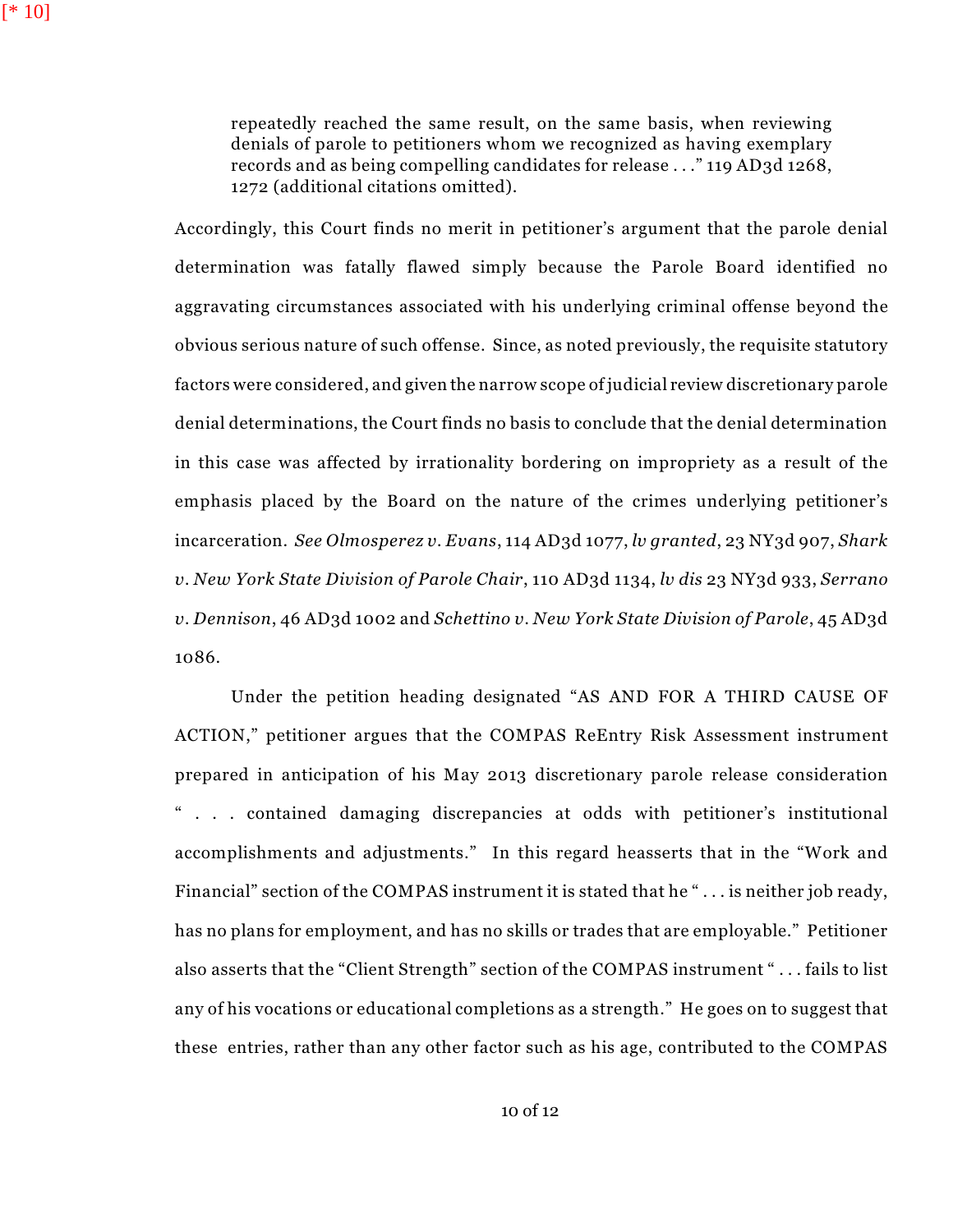> repeatedly reached the same result, on the same basis, when reviewing denials of parole to petitioners whom we recognized as having exemplary records and as being compelling candidates for release . . ." 119 AD3d 1268, 1272 (additional citations omitted).

Accordingly, this Court finds no merit in petitioner's argument that the parole denial determination was fatally flawed simply because the Parole Board identified no aggravating circumstances associated with his underlying criminal offense beyond the obvious serious nature of such offense. Since, as noted previously, the requisite statutory factors were considered, and given the narrow scope of judicial review discretionary parole denial determinations, the Court finds no basis to conclude that the denial determination in this case was affected by irrationality bordering on impropriety as a result of the emphasis placed by the Board on the nature of the crimes underlying petitioner's incarceration. *See Olmosperez v. Evans*, 114 AD3d 1077, *lv granted*, 23 NY3d 907, *Shark v. New York State Division of Parole Chair*, 110 AD3d 1134, *lv dis* 23 NY3d 933, *Serrano v. Dennison*, 46 AD3d 1002 and *Schettino v. New York State Division of Parole*, 45 AD3d 1086.

Under the petition heading designated "AS AND FOR A THIRD CAUSE OF ACTION," petitioner argues that the COMPAS ReEntry Risk Assessment instrument prepared in anticipation of his May 2013 discretionary parole release consideration " . . . contained damaging discrepancies at odds with petitioner's institutional accomplishments and adjustments." In this regard heasserts that in the "Work and Financial" section of the COMPAS instrument it is stated that he " . . . is neither job ready, has no plans for employment, and has no skills or trades that are employable." Petitioner also asserts that the "Client Strength" section of the COMPAS instrument " . . . fails to list any of his vocations or educational completions as a strength." He goes on to suggest that these entries, rather than any other factor such as his age, contributed to the COMPAS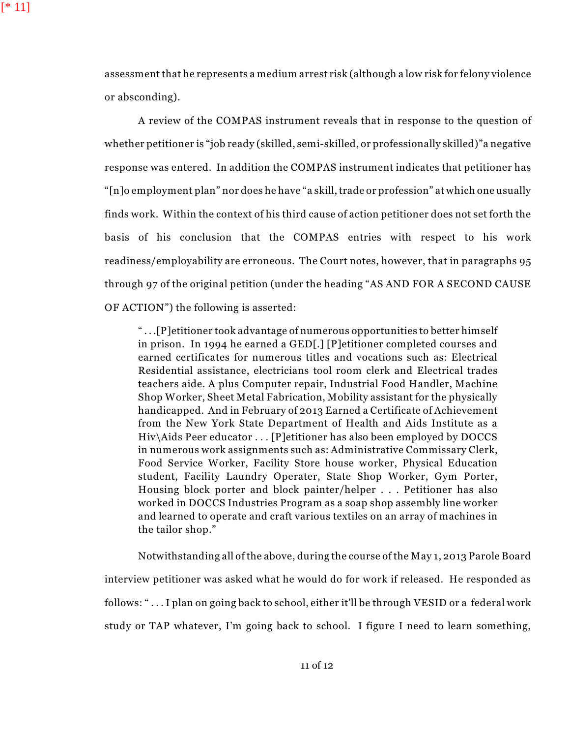[* 11]

assessment that he represents a medium arrest risk (although a low risk for felony violence or absconding).

A review of the COMPAS instrument reveals that in response to the question of whether petitioner is "job ready (skilled, semi-skilled, or professionally skilled)"a negative response was entered. In addition the COMPAS instrument indicates that petitioner has "[n]o employment plan" nor does he have "a skill, trade or profession" at which one usually finds work. Within the context of his third cause of action petitioner does not set forth the basis of his conclusion that the COMPAS entries with respect to his work readiness/employability are erroneous. The Court notes, however, that in paragraphs 95 through 97 of the original petition (under the heading "AS AND FOR A SECOND CAUSE OF ACTION") the following is asserted:

> " . . .[P]etitioner took advantage of numerous opportunities to better himself in prison. In 1994 he earned a GED[.] [P]etitioner completed courses and earned certificates for numerous titles and vocations such as: Electrical Residential assistance, electricians tool room clerk and Electrical trades teachers aide. A plus Computer repair, Industrial Food Handler, Machine Shop Worker, Sheet Metal Fabrication, Mobility assistant for the physically handicapped. And in February of 2013 Earned a Certificate of Achievement from the New York State Department of Health and Aids Institute as a Hiv\Aids Peer educator . . . [P]etitioner has also been employed by DOCCS in numerous work assignments such as: Administrative Commissary Clerk, Food Service Worker, Facility Store house worker, Physical Education student, Facility Laundry Operater, State Shop Worker, Gym Porter, Housing block porter and block painter/helper . . . Petitioner has also worked in DOCCS Industries Program as a soap shop assembly line worker and learned to operate and craft various textiles on an array of machines in the tailor shop."

Notwithstanding all of the above, during the course of the May 1, 2013 Parole Board interview petitioner was asked what he would do for work if released. He responded as follows: " . . . I plan on going back to school, either it'll be through VESID or a federal work study or TAP whatever, I'm going back to school. I figure I need to learn something,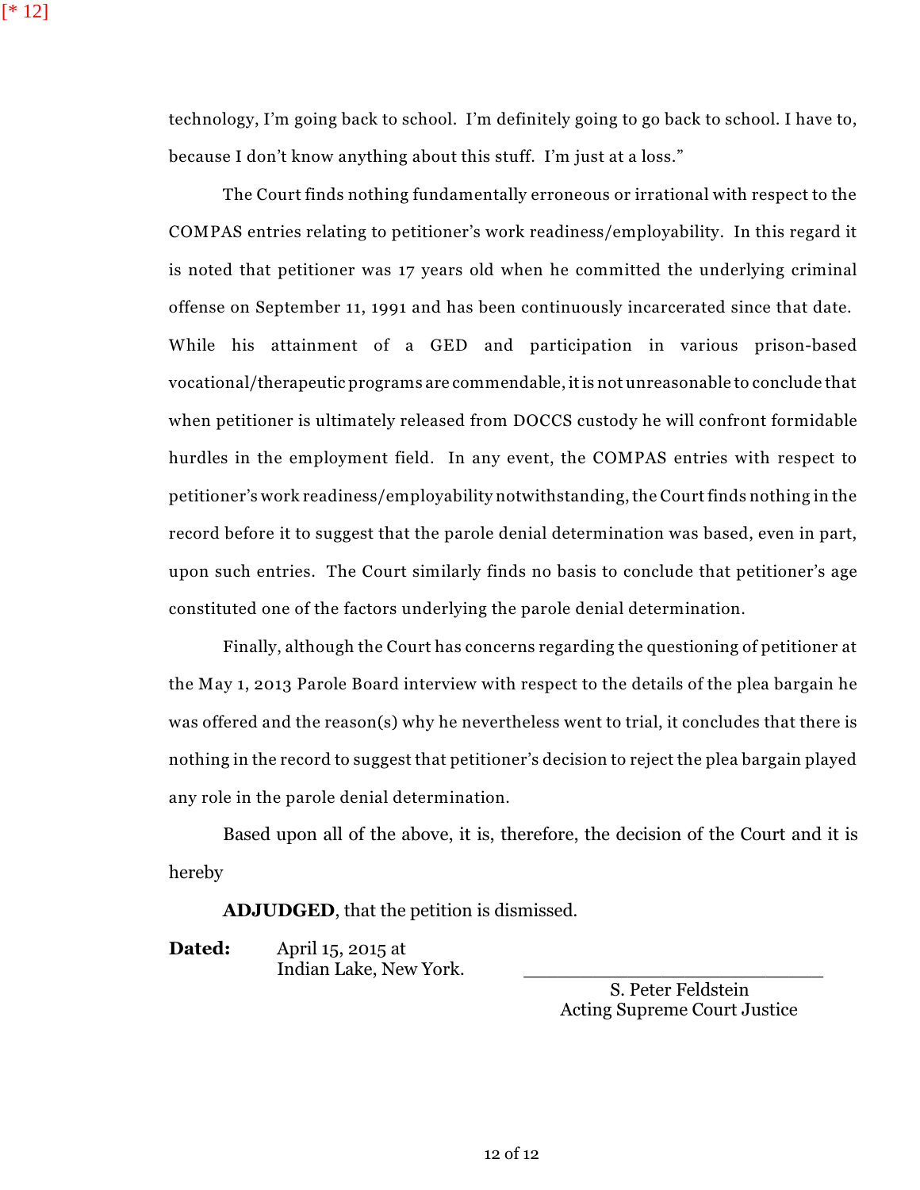technology, I'm going back to school. I'm definitely going to go back to school. I have to, because I don't know anything about this stuff. I'm just at a loss."

The Court finds nothing fundamentally erroneous or irrational with respect to the COMPAS entries relating to petitioner's work readiness/employability. In this regard it is noted that petitioner was 17 years old when he committed the underlying criminal offense on September 11, 1991 and has been continuously incarcerated since that date. While his attainment of a GED and participation in various prison-based vocational/therapeutic programs are commendable, it is not unreasonable to conclude that when petitioner is ultimately released from DOCCS custody he will confront formidable hurdles in the employment field. In any event, the COMPAS entries with respect to petitioner's work readiness/employability notwithstanding, the Court finds nothing in the record before it to suggest that the parole denial determination was based, even in part, upon such entries. The Court similarly finds no basis to conclude that petitioner's age constituted one of the factors underlying the parole denial determination.

Finally, although the Court has concerns regarding the questioning of petitioner at the May 1, 2013 Parole Board interview with respect to the details of the plea bargain he was offered and the reason(s) why he nevertheless went to trial, it concludes that there is nothing in the record to suggest that petitioner's decision to reject the plea bargain played any role in the parole denial determination.

Based upon all of the above, it is, therefore, the decision of the Court and it is hereby

**ADJUDGED**, that the petition is dismissed.

**Dated:** April 15, 2015 at
Indian Lake, New York.

S. Peter Feldstein
Acting Supreme Court Justice